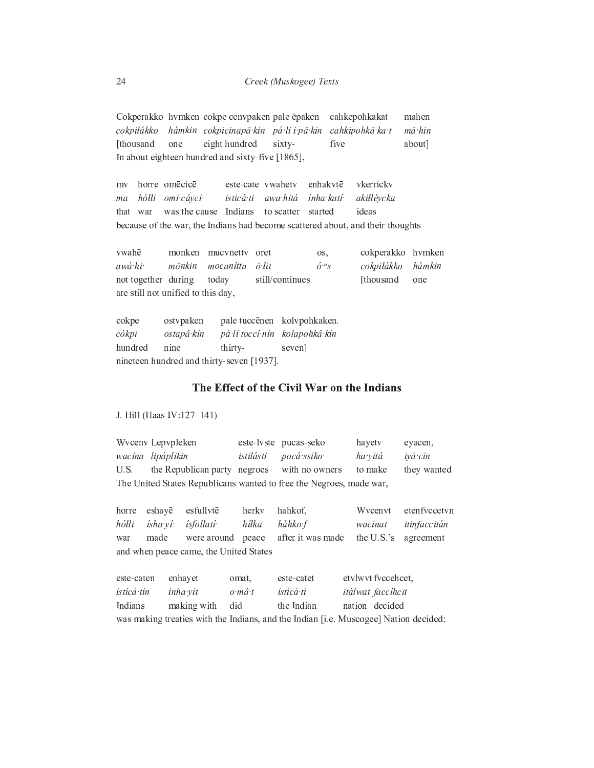| Cokperakko | hvmken | cokpe cenvpaken | pale ēpaken | cahkepohkakat | mahen |
|---|---|---|---|---|---|
| *cokpiłákko* | *hámkin* | *cokpicinapâ·kin* | *pá·li i·pâ·kin* | *cahkipohkâ·ka·t* | *mâ·hin* |
| [thousand | one | eight hundred | sixty- | five | about] |

In about eighteen hundred and sixty-five [1865],

| mv | horre | omēcicē | este-cate | vwahetv | enhakvtē | vkerrickv |
|---|---|---|---|---|---|---|
| *ma* | *hółłi* | *omi·cáyci·* | *isticá·ti* | *awa·hitá* | *ínha·katí·* | *akiłłéycka* |
| that | war | was the cause | Indians | to scatter | started | ideas |

because of the war, the Indians had become scattered about, and their thoughts

| vwahē | monken | mucvnettv | oret | os, | cokperakko | hvmken |
|---|---|---|---|---|---|---|
| *awá·hi·* | *mônkin* | *mocanítta* | *ô·lit* | *ó·ⁿs* | *cokpiłákko* | *hámkin* |
| not together | during | today | still/continues | | [thousand | one |

are still not unified to this day,

| cokpe | ostvpaken | pale tuccēnen | kolvpohkaken. |
|---|---|---|---|
| *cókpi* | *ostapâ·kin* | *pá·li toccí·nin* | *kolapohkâ·kin* |
| hundred | nine | thirty- | seven] |

nineteen hundred and thirty-seven [1937].

## The Effect of the Civil War on the Indians

J. Hill (Haas IV:127–141)

| Wvcenv | Lepvpleken | este-lvste | pucas-seko | hayetv | eyacen, |
|---|---|---|---|---|---|
| *wacína* | *lipáplikin* | *istilásti* | *pocá·ssiko·* | *ha·yitá* | *iyâ·cin* |
| U.S. | the Republican party | negroes | with no owners | to make | they wanted |

The United States Republicans wanted to free the Negroes, made war,

| horre | eshayē | esfullvtē | herkv | hahkof, | Wvcenvt | etenfvccetvn |
|---|---|---|---|---|---|---|
| *hółłi* | *ísha·yí·* | *ísfollatí·* | *hiłka* | *háhko·f* | *wacínat* | *itinfaccitán* |
| war | made | were around | peace | after it was made | the U.S.'s | agreement |

and when peace came, the United States

| este-caten | enhayet | omat, | este-catet | etvlwvt fvccehcet, |
|---|---|---|---|---|
| *isticá·tin* | *ínha·yít* | *o·mâ·t* | *isticá·ti* | *itálwat faccíhcit* |
| Indians | making with | did | the Indian | nation decided |

was making treaties with the Indians, and the Indian [i.e. Muscogee] Nation decided: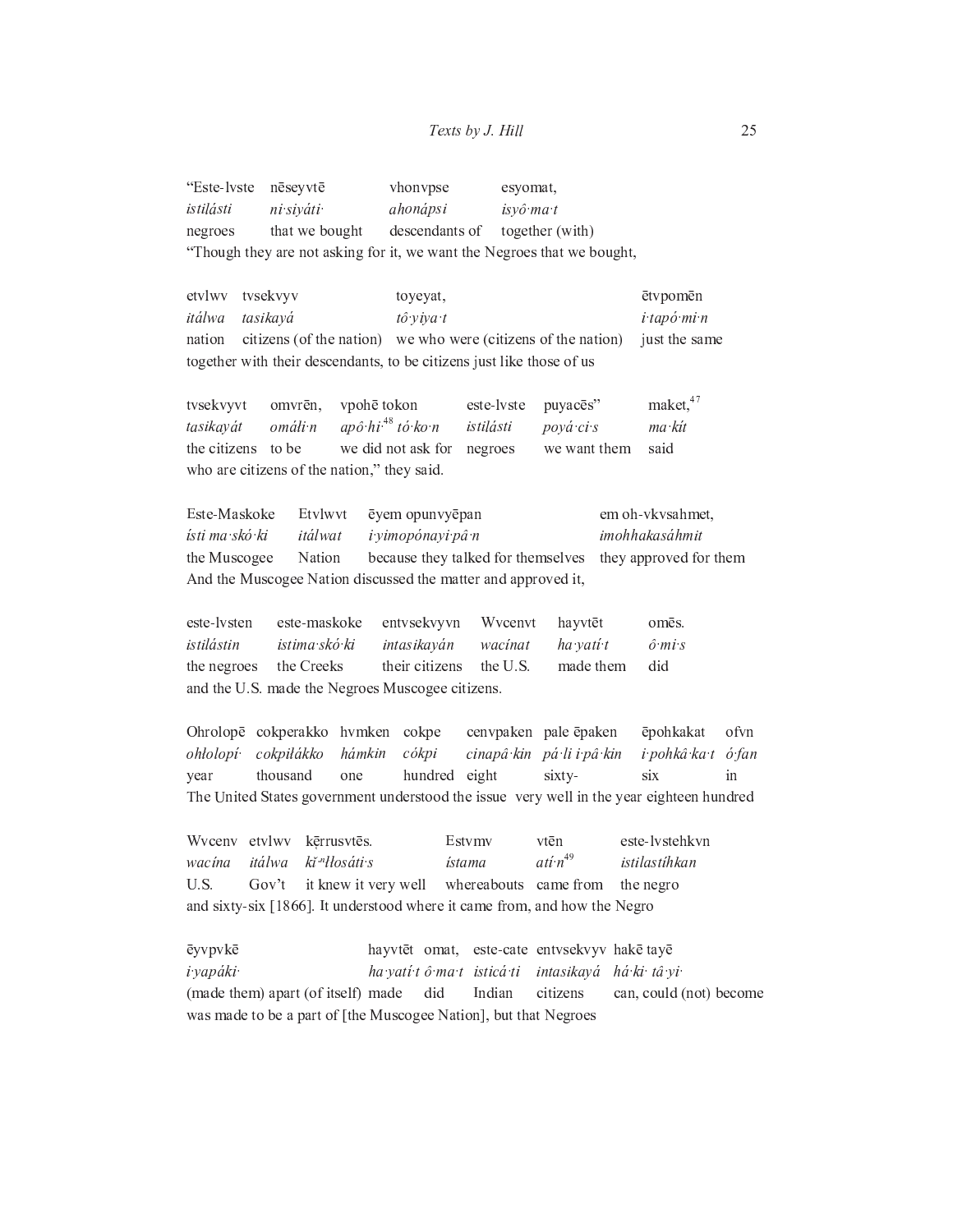"Este-lvste nēseyvtē vhonvpse esyomat,
*istilásti ni·siyáti· ahonápsi isyô·ma·t*
negroes that we bought descendants of together (with)
"Though they are not asking for it, we want the Negroes that we bought,

etvlwv tvsekvyv toyeyat, ētvpomēn
*itálwa tasikayá tô·yiya·t i·tapó·mi·n*
nation citizens (of the nation) we who were (citizens of the nation) just the same
together with their descendants, to be citizens just like those of us

tvsekvyvt omvrēn, vpohē tokon este-lvste puyacēs" maket,[47]
*tasikayát omáłi·n apô·hi·[48] tó·ko·n istilásti poyá·ci·s ma·kít*
the citizens to be we did not ask for negroes we want them said
who are citizens of the nation," they said.

Este-Maskoke Etvlwvt ēyem opunvyēpan em oh-vkvsahmet,
*ísti ma·skó·ki itálwat i·yimopónayi·pâ·n imohhakasáhmit*
the Muscogee Nation because they talked for themselves they approved for them
And the Muscogee Nation discussed the matter and approved it,

este-lvsten este-maskoke entvsekvyvn Wvcenvt hayvtēt omēs.
*istilástin istima·skó·ki intasikayán wacínat ha·yatí·t ô·mi·s*
the negroes the Creeks their citizens the U.S. made them did
and the U.S. made the Negroes Muscogee citizens.

Ohrolopē cokperakko hvmken cokpe cenvpaken pale ēpaken ēpohkakat ofvn
*ohłolopí· cokpiłákko hámkin cókpi cinapâ·kin pá·li i·pâ·kin i·pohkâ·ka·t ó·fan*
year thousand one hundred eight sixty- six in
The United States government understood the issue very well in the year eighteen hundred

Wvcenv etvlwv kē̜rrusvtēs. Estvmv vtēn este-lvstehkvn
*wacína itálwa kĭ·ⁿłłosáti·s ístama atí·n[49] istilastíhkan*
U.S. Gov't it knew it very well whereabouts came from the negro
and sixty-six [1866]. It understood where it came from, and how the Negro

ēyvpkē hayvtēt omat, este-cate entvsekvyv hakē tayē
*i·yapáki· ha·yatí·t ô·ma·t isticá·ti intasikayá há·ki· tâ·yi·*
(made them) apart (of itself) made did Indian citizens can, could (not) become
was made to be a part of [the Muscogee Nation], but that Negroes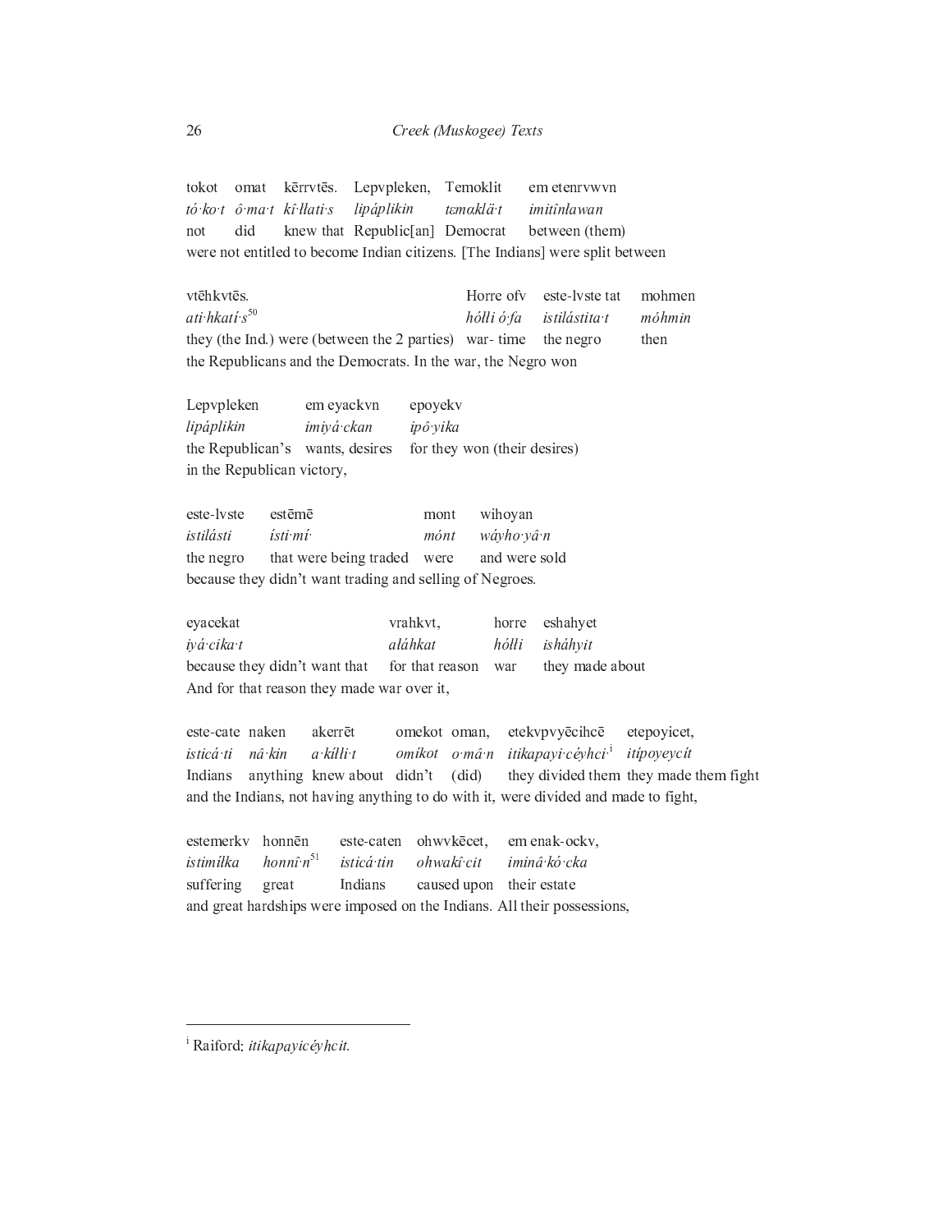| tokot | omat | kērrvtēs. | Lepvpleken, | Temoklit | em etenrvwvn |
|---|---|---|---|---|---|
| *tó·ko·t* | *ô·ma·t* | *kî·łłati·s* | *lipáplikin* | *tɛmaklä·t* | *imitînławan* |
| not | did | knew that | Republic[an] | Democrat | between (them) |

were not entitled to become Indian citizens. [The Indians] were split between

| vtēhkvtēs. | Horre ofv | este-lvste tat | mohmen |
|---|---|---|---|
| *ati·hkatí·s*[50] | *hółłi ó·fa* | *istilástita·t* | *móhmin* |
| they (the Ind.) were (between the 2 parties) | war- time | the negro | then |

the Republicans and the Democrats. In the war, the Negro won

| Lepvpleken | em eyackvn | epoyekv |
|---|---|---|
| *lipáplikin* | *imiyá·ckan* | *ipô·yika* |
| the Republican's | wants, desires | for they won (their desires) |

in the Republican victory,

| este-lvste | estēmē | mont | wihoyan |
|---|---|---|---|
| *istilásti* | *ísti·mí·* | *mónt* | *wáyho·yâ·n* |
| the negro | that were being traded | were | and were sold |

because they didn't want trading and selling of Negroes.

| eyacekat | vrahkvt, | horre | eshahyet |
|---|---|---|---|
| *iyá·cika·t* | *ałáhkat* | *hółłi* | *isháhyit* |
| because they didn't want that | for that reason | war | they made about |

And for that reason they made war over it,

| este-cate | naken | akerrēt | omekot | oman, | etekvpvyēcihcē | etepoyicet, |
|---|---|---|---|---|---|---|
| *isticá·ti* | *nâ·kin* | *a·kíłłi·t* | *omíkot* | *o·mâ·n* | *itikapayi·céyhci·*[i] | *itípoyeycít* |
| Indians | anything | knew about | didn't | (did) | they divided them | they made them fight |

and the Indians, not having anything to do with it, were divided and made to fight,

| estemerkv | honnēn | este-caten | ohwvkēcet, | em enak-ockv, |
|---|---|---|---|---|
| *istimíłka* | *honnî·n*[51] | *isticá·tin* | *ohwakí·cit* | *iminâ·kó·cka* |
| suffering | great | Indians | caused upon | their estate |

and great hardships were imposed on the Indians. All their possessions,

---

[i] Raiford: *itikapayicéyhcit.*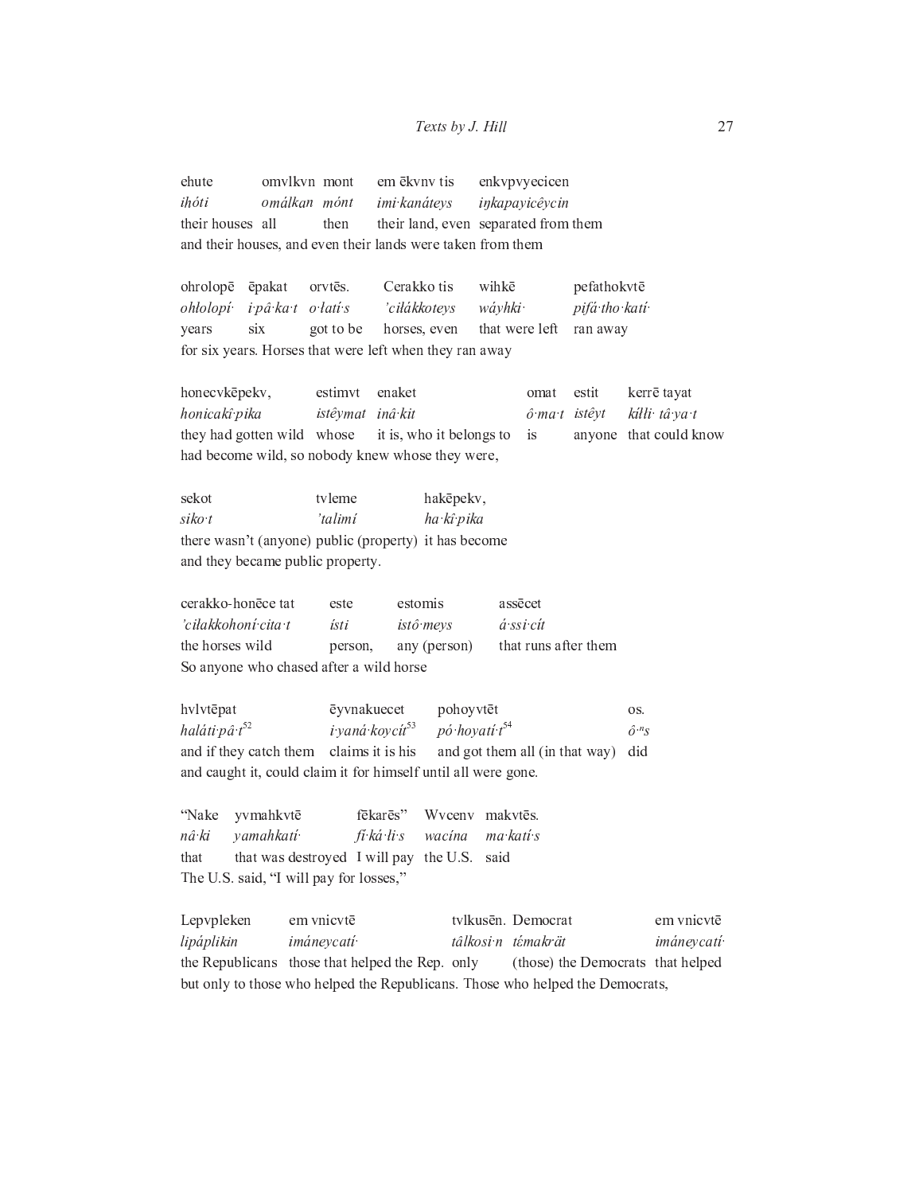| ehute | omvlkvn | mont | em ēkvnv tis | enkvpvyecicen |
|---|---|---|---|---|
| *ihóti* | *omálkan* | *mónt* | *imi·kanáteys* | *iŋkapayicêycin* |
| their houses | all | then | their land, even | separated from them |

and their houses, and even their lands were taken from them

| ohrolopē | ēpakat | orvtēs. | Cerakko tis | wihkē | pefathokvtē |
|---|---|---|---|---|---|
| *ohłolopí·* | *i·pâ·ka·t* | *o·łatí·s* | *'ciłákkoteys* | *wáyhki·* | *pifá·tho·katí·* |
| years | six | got to be | horses, even | that were left | ran away |

for six years. Horses that were left when they ran away

| honecvkēpekv, | estimvt | enaket | omat | estit | kerrē tayat |
|---|---|---|---|---|---|
| *honicakî·pika* | *istêymat* | *inâ·kit* | *ô·ma·t* | *istêyt* | *kíłłi· tâ·ya·t* |
| they had gotten wild | whose | it is, who it belongs to | is | anyone | that could know |

had become wild, so nobody knew whose they were,

| sekot | tvleme | hakēpekv, |
|---|---|---|
| *siko·t* | *'talimí* | *ha·kî·pika* |
| there wasn't (anyone) | public (property) | it has become |

and they became public property.

| cerakko-honēce tat | este | estomis | assēcet |
|---|---|---|---|
| *'ciłakkohoní·cita·t* | *ísti* | *istô·meys* | *á·ssi·cít* |
| the horses wild | person, | any (person) | that runs after them |

So anyone who chased after a wild horse

| hvlvtēpat | ēyvnakuecet | pohoyvtēt | os. |
|---|---|---|---|
| *haláti·pâ·t*[52] | *i·yaná·koycít*[53] | *pó·hoyatí·t*[54] | *ô·ⁿs* |
| and if they catch them | claims it is his | and got them all (in that way) | did |

and caught it, could claim it for himself until all were gone.

| "Nake | yvmahkvtē | fēkarēs" | Wvcenv | makvtēs. |
|---|---|---|---|---|
| *nâ·ki* | *yamahkatí·* | *fi·ká·li·s* | *wacína* | *ma·katí·s* |
| that | that was destroyed | I will pay | the U.S. | said |

The U.S. said, "I will pay for losses,"

| Lepvpleken | em vnicvtē | tvlkusēn. | Democrat | em vnicvtē |
|---|---|---|---|---|
| *lipáplikin* | *imáneycatí·* | *tâlkosi·n* | *tέmakrät* | *imáneycatí·* |
| the Republicans | those that helped the Rep. | only | (those) the Democrats | that helped |

but only to those who helped the Republicans. Those who helped the Democrats,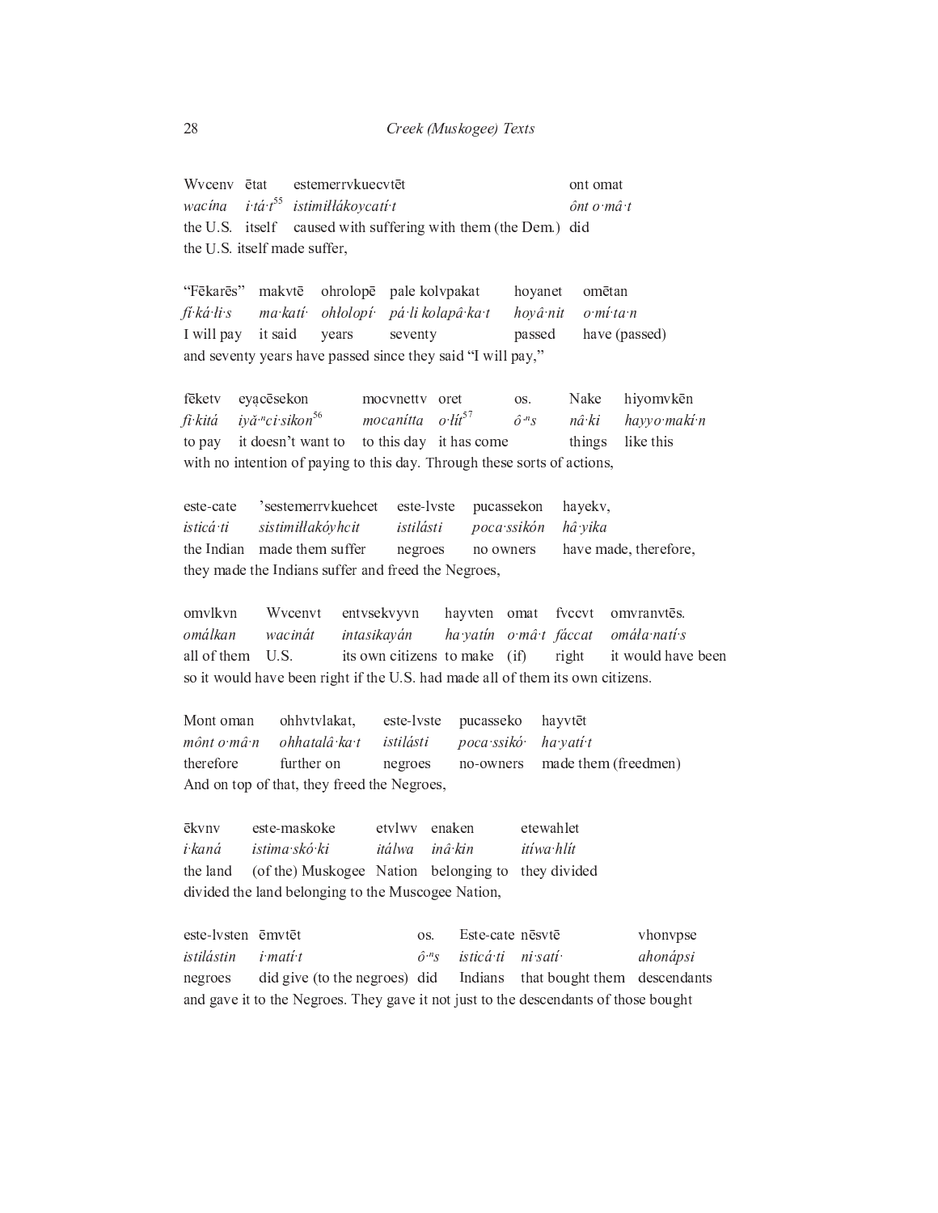Wvcenv ētat estemerrvkuecvtēt ont omat
*wacína i·tá·t*[55] *istimiłłákoycatí·t* *ônt o·mâ·t*
the U.S. itself caused with suffering with them (the Dem.) did
the U.S. itself made suffer,

"Fēkarēs" makvtē ohrolopē pale kolvpakat hoyanet omētan
*fi·ká·li·s ma·katí· ohłolopí· pá·li kolapâ·ka·t hoyâ·nit o·mí·ta·n*
I will pay it said years seventy passed have (passed)
and seventy years have passed since they said "I will pay,"

fēketv eyạcēsekon mocvnettv oret os. Nake hiyomvkēn
*fi·kitá iyă·ⁿci·sikon*[56] *mocanítta o·łít*[57] *ô·ⁿs nâ·ki hayyo·makí·n*
to pay it doesn't want to to this day it has come things like this
with no intention of paying to this day. Through these sorts of actions,

este-cate 'sestemerrvkuehcet este-lvste pucassekon hayekv,
*isticá·ti sistimiłłakóyhcit istilásti poca·ssikón hâ·yika*
the Indian made them suffer negroes no owners have made, therefore,
they made the Indians suffer and freed the Negroes,

omvlkvn Wvcenvt entvsekvyvn hayvten omat fvccvt omvranvtēs.
*omálkan wacinát intasikayán ha·yatín o·mâ·t fáccat omáła·natí·s*
all of them U.S. its own citizens to make (if) right it would have been
so it would have been right if the U.S. had made all of them its own citizens.

Mont oman ohhvtvlakat, este-lvste pucasseko hayvtēt
*mônt o·mâ·n ohhatalâ·ka·t istilásti poca·ssikó· ha·yatí·t*
therefore further on negroes no-owners made them (freedmen)
And on top of that, they freed the Negroes,

ēkvnv este-maskoke etvlwv enaken etewahlet
*i·kaná istima·skó·ki itálwa inâ·kin itíwa·hlít*
the land (of the) Muskogee Nation belonging to they divided
divided the land belonging to the Muscogee Nation,

este-lvsten ēmvtēt os. Este-cate nēsvtē vhonvpse
*istilástin i·matí·t ô·ⁿs isticá·ti ni·satí· ahonápsi*
negroes did give (to the negroes) did Indians that bought them descendants
and gave it to the Negroes. They gave it not just to the descendants of those bought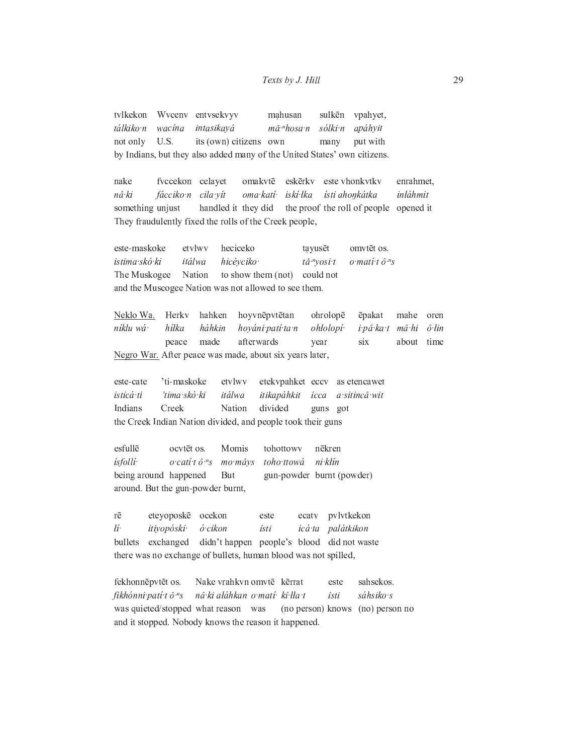tvlkekon Wvcenv entvsekvyv mahusan sulkēn vpahyet,
*tálkiko·n wacína intasikayá mǎ·ⁿhosa·n sólki·n apáhyit*
not only U.S. its (own) citizens own many put with
by Indians, but they also added many of the United States' own citizens.

nake fvccekon celayet omakvtē eskērkv este vhonkvtkv enrahmet,
*nâ·ki fácciko·n cila·yít oma·katí· iskí·łka ísti ahoŋkátka inłáhmit*
something unjust handled it they did the proof the roll of people opened it
They fraudulently fixed the rolls of the Creek people,

este-maskoke etvlwv heciceko tayusēt omvtēt os.
*istima·skó·ki itálwa hicéyciko· tǎ·ⁿyosi·t o·matí·t ô·ⁿs*
The Muskogee Nation to show them (not) could not
and the Muscogee Nation was not allowed to see them.

<u>Neklo Wa.</u> Herkv hahken hoyvnēpvtētan ohrolopē ēpakat mahe oren
*níklu wá· hílka háhkin hoyáni·patí·ta·n ohłolopí· i·pâ·ka·t mâ·hi ô·łin*
peace made afterwards year six about time
<u>Negro War.</u> After peace was made, about six years later,

este-cate 'ti-maskoke etvlwv etekvpahket eccv as etencawet
*isticá·ti 'tima·skó·ki itálwa itikapáhkit ícca a·sitincâ·wit*
Indians Creek Nation divided guns got
the Creek Indian Nation divided, and people took their guns

esfullē ocvtēt os. Momis tohottowv nēkren
*ísfollí· o·catí·t ô·ⁿs mo·mâys toho·ttowá ni·kłín*
being around happened But gun-powder burnt (powder)
around. But the gun-powder burnt,

rē eteyoposkē ocekon este ecatv pvlvtkekon
*łí· itiyopóski· ó·cikon ísti icá·ta palátkikon*
bullets exchanged didn't happen people's blood did not waste
there was no exchange of bullets, human blood was not spilled,

fekhonnēpvtēt os. Nake vrahkvn omvtē kērrat este sahsekos.
*fikhónni·patí·t ô·ⁿs nâ·ki ałáhkan o·matí· kî·łła·t ísti sáhsiko·s*
was quieted/stopped what reason was (no person) knows (no) person no
and it stopped. Nobody knows the reason it happened.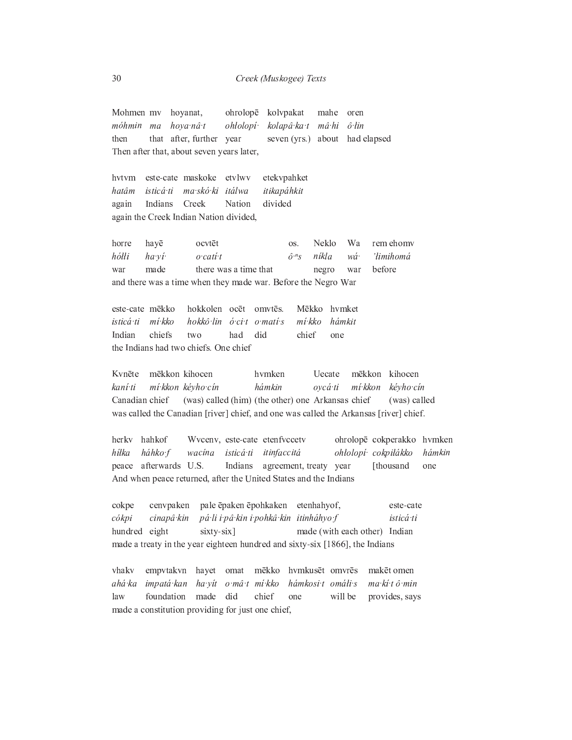| Mohmen | mv | hoyanat, | ohrolopē | kolvpakat | mahe | oren |
|---|---|---|---|---|---|---|
| *móhmin* | *ma* | *hoya·nâ·t* | *ohłolopí·* | *kolapâ·ka·t* | *mâ·hi* | *ô·lin* |
| then | that | after, further | year | seven (yrs.) | about | had elapsed |

Then after that, about seven years later,

| hvtvm | este-cate | maskoke | etvlwv | etekvpahket |
|---|---|---|---|---|
| *hatâm* | *isticá·ti* | *ma·skó·ki* | *itálwa* | *itikapáhkit* |
| again | Indians | Creek | Nation | divided |

again the Creek Indian Nation divided,

| horre | hayē | ocvtēt | os. | Neklo | Wa | rem ehomv |
|---|---|---|---|---|---|---|
| *hółłi* | *ha·yí·* | *o·catí·t* | *ô·ⁿs* | *níkla* | *wá·* | *'łimihomá* |
| war | made | there was a time that | | negro | war | before |

and there was a time when they made war. Before the Negro War

| este-cate | mēkko | hokkolen | ocēt | omvtēs. | Mēkko | hvmket |
|---|---|---|---|---|---|---|
| *isticá·ti* | *mí·kko* | *hokkô·lin* | *ó·ci·t* | *o·matí·s* | *mí·kko* | *hámkit* |
| Indian | chiefs | two | had | did | chief | one |

the Indians had two chiefs. One chief

| Kvnēte | mēkkon | kihocen | hvmken | Uecate | mēkkon | kihocen |
|---|---|---|---|---|---|---|
| *kaní·ti* | *mí·kkon* | *kéyho·cín* | *hámkin* | *oycá·ti* | *mí·kkon* | *kéyho·cín* |
| Canadian | chief | (was) called (him) | (the other) one | Arkansas | chief | (was) called |

was called the Canadian [river] chief, and one was called the Arkansas [river] chief.

| herkv | hahkof | Wvcenv, | este-cate | etenfvccetv | ohrolopē | cokperakko | hvmken |
|---|---|---|---|---|---|---|---|
| *hiłka* | *háhko·f* | *wacína* | *isticá·ti* | *itinfaccitá* | *ohłolopí·* | *cokpiłákko* | *hámkin* |
| peace | afterwards | U.S. | Indians | agreement, treaty | year | [thousand | one |

And when peace returned, after the United States and the Indians

| cokpe | cenvpaken | pale ēpaken ēpohkaken | etenhahyof, | este-cate |
|---|---|---|---|---|
| *cókpi* | *cinapâ·kin* | *pá·li i·pâ·kin i·pohkâ·kin* | *itinháhyo·f* | *isticá·ti* |
| hundred | eight | sixty-six] | made (with each other) | Indian |

made a treaty in the year eighteen hundred and sixty-six [1866], the Indians

| vhakv | empvtakvn | hayet | omat | mēkko | hvmkusēt | omvrēs | makēt omen |
|---|---|---|---|---|---|---|---|
| *ahá·ka* | *impatá·kan* | *ha·yít* | *o·mâ·t* | *mí·kko* | *hámkosi·t* | *omáli·s* | *ma·kí·t ô·min* |
| law | foundation | made | did | chief | one | will be | provides, says |

made a constitution providing for just one chief,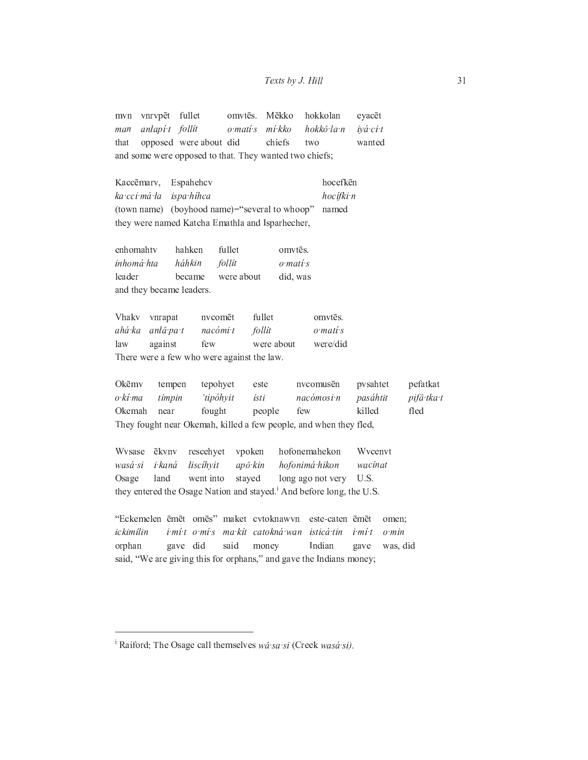| mvn | vnrvpēt | fullet | omvtēs. | Mēkko | hokkolan | eyacēt |
|---|---|---|---|---|---|---|
| *man* | *anłapí·t* | *follít* | *o·matí·s* | *mí·kko* | *hokkô·la·n* | *iyá·ci·t* |
| that | opposed | were about | did | chiefs | two | wanted |

and some were opposed to that. They wanted two chiefs;

| Kaccēmarv, | Espahehcv | hocefkēn |
|---|---|---|
| *ka·cci·má·ła* | *ispa·híhca* | *hocífki·n* |
| (town name) | (boyhood name)="several to whoop" | named |

they were named Katcha Emathla and Isparhecher,

| enhomahtv | hahken | fullet | omvtēs. |
|---|---|---|---|
| *inhomá·hta* | *háhkin* | *follít* | *o·matí·s* |
| leader | became | were about | did, was |

and they became leaders.

| Vhakv | vnrapat | nvcomēt | fullet | omvtēs. |
|---|---|---|---|---|
| *ahá·ka* | *anłâ·pa·t* | *nacómi·t* | *follít* | *o·matí·s* |
| law | against | few | were about | were/did |

There were a few who were against the law.

| Okēmv | tempen | tepohyet | este | nvcomusēn | pvsahtet | pefatkat |
|---|---|---|---|---|---|---|
| *o·kí·ma* | *tímpin* | *'tipóhyit* | *ísti* | *nacómosi·n* | *pasáhtit* | *pifâ·tka·t* |
| Okemah | near | fought | people | few | killed | fled |

They fought near Okemah, killed a few people, and when they fled,

| Wvsase | ēkvnv | rescehyet | vpoken | hofonemahekon | Wvcenvt |
|---|---|---|---|---|---|
| *wasá·si* | *i·kaná* | *łiscíhyit* | *apô·kin* | *hofonimá·hikon* | *wacínat* |
| Osage | land | went into | stayed | long ago not very | U.S. |

they entered the Osage Nation and stayed.[i] And before long, the U.S.

| "Eckemelen | ēmēt | omēs" | maket | cvtoknawvn | este-caten | ēmēt | omen; |
|---|---|---|---|---|---|---|---|
| *ickimílin* | *i·mí·t* | *o·mí·s* | *ma·kít* | *catokná·wan* | *isticá·tin* | *i·mí·t* | *o·min* |
| orphan | gave | did | said | money | Indian | gave | was, did |

said, "We are giving this for orphans," and gave the Indians money;

---

[i] Raiford: The Osage call themselves *wâ·sa·si* (Creek *wasá·si).*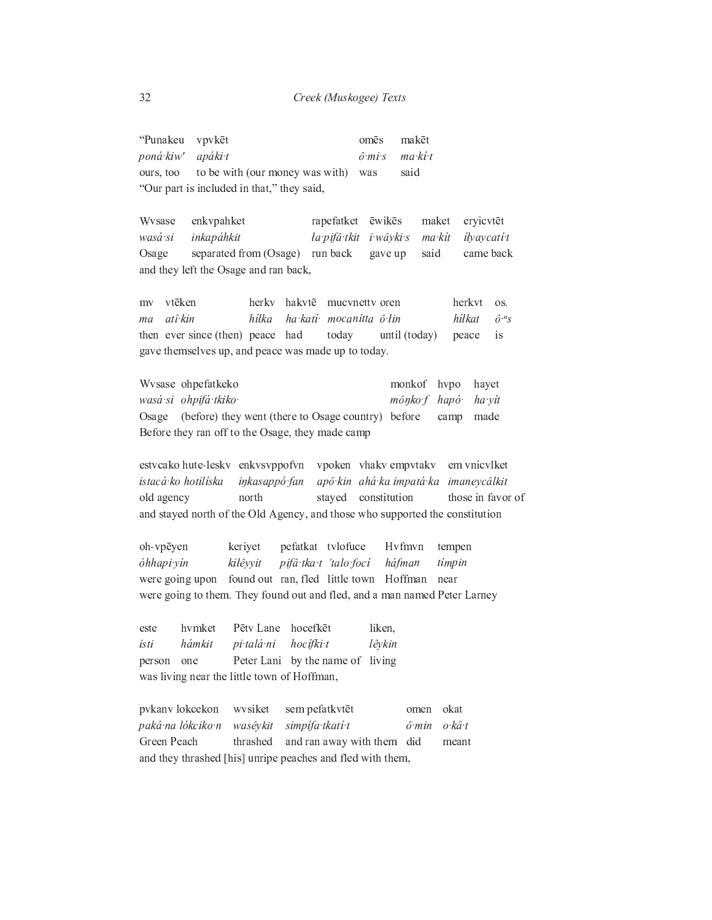| “Punakeu | vpvkēt | omēs | makēt |
|---|---|---|---|
| *poná·kiw'* | *apáki·t* | *ô·mi·s* | *ma·kí·t* |
| ours, too | to be with (our money was with) | was | said |

“Our part is included in that,” they said,

| Wvsase | enkvpahket | rapefatket | ēwikēs | maket | eryicvtēt |
|---|---|---|---|---|---|
| *wasá·si* | *inkapáhkit* | *ła·pifá·tkit* | *i·wâyki·s* | *ma·kít* | *íłyaycatí·t* |
| Osage | separated from (Osage) | run back | gave up | said | came back |

and they left the Osage and ran back,

| mv | vtēken | herkv | hakvtē | mucvnettv | oren | herkvt | os. |
|---|---|---|---|---|---|---|---|
| *ma* | *atî·kin* | *híłka* | *ha·katí·* | *mocanítta* | *ô·łin* | *híłkat* | *ô·$^n$s* |
| then | ever since (then) | peace | had | today | until (today) | peace | is |

gave themselves up, and peace was made up to today.

| Wvsase | ohpefatkeko | monkof | hvpo | hayet |
|---|---|---|---|---|
| *wasá·si* | *ohpifá·tkiko·* | *môŋko·f* | *hapó·* | *ha·yít* |
| Osage | (before) they went (there to Osage country) | before | camp | made |

Before they ran off to the Osage, they made camp

| estvcako hute-leskv | enkvsvppofvn | vpoken | vhakv empvtakv | em vnicvlket |
|---|---|---|---|---|
| *istacá·ko hotilíska* | *iŋkasappó·fan* | *apô·kin* | *ahá·ka impatá·ka* | *imaneycâlkit* |
| old agency | north | stayed | constitution | those in favor of |

and stayed north of the Old Agency, and those who supported the constitution

| oh-vpēyen | keriyet | pefatkat | tvlofuce | Hvfmvn | tempen |
|---|---|---|---|---|---|
| *óhhapi·yín* | *kiłêyyit* | *pifá·tka·t* | *’talo·focí* | *háfman* | *tímpin* |
| were going upon | found out | ran, fled | little town | Hoffman | near |

were going to them. They found out and fled, and a man named Peter Larney

| este | hvmket | Pētv Lane | hocefkēt | liken, |
|---|---|---|---|---|
| *ísti* | *hámkit* | *pi·talá·ni* | *hocífki·t* | *lêykin* |
| person | one | Peter Lani | by the name of | living |

was living near the little town of Hoffman,

| pvkanv lokcekon | wvsiket | sem pefatkvtēt | omen | okat |
|---|---|---|---|---|
| *paká·na lókciko·n* | *wasêykit* | *simpífa·tkatí·t* | *ô·min* | *o·kâ·t* |
| Green Peach | thrashed | and ran away with them | did | meant |

and they thrashed [his] unripe peaches and fled with them,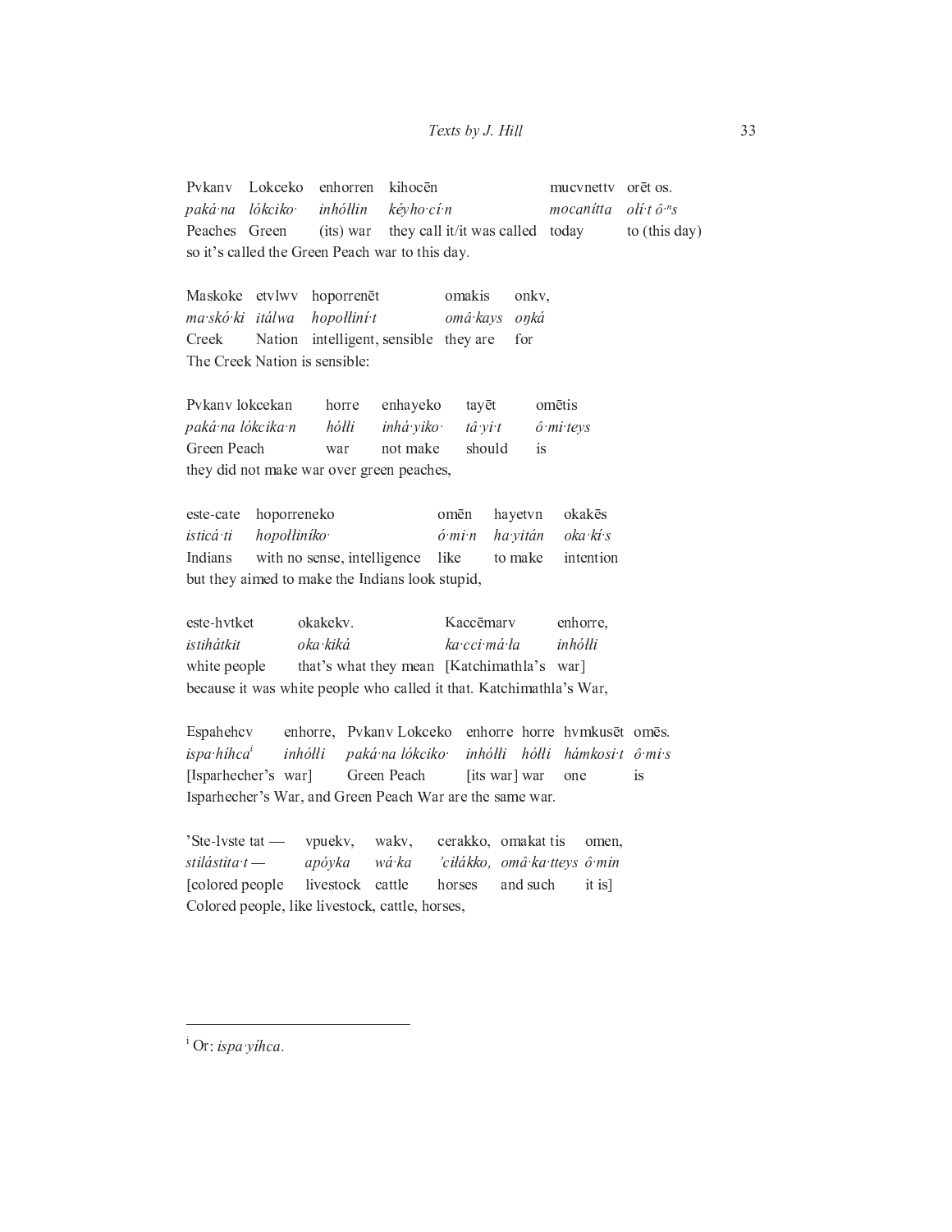| Pvkanv | Lokceko | enhorren | kihocēn | mucvnettv | orēt os. |
|---|---|---|---|---|---|
| *paká·na* | *lókciko·* | *inhółłin* | *kéyho·cí·n* | *mocanítta* | *olí·t ô·ⁿs* |
| Peaches | Green | (its) war | they call it/it was called | today | to (this day) |

so it's called the Green Peach war to this day.

| Maskoke | etvlwv | hoporrenēt | omakis | onkv, |
|---|---|---|---|---|
| *ma·skó·ki* | *itálwa* | *hopołłiní·t* | *omâ·kays* | *oŋká* |
| Creek | Nation | intelligent, sensible | they are | for |

The Creek Nation is sensible:

| Pvkanv lokcekan | horre | enhayeko | tayēt | omētis |
|---|---|---|---|---|
| *paká·na lókcika·n* | *hółłi* | *inhá·yiko·* | *tâ·yi·t* | *ô·mi·teys* |
| Green Peach | war | not make | should | is |

they did not make war over green peaches,

| este-cate | hoporreneko | omēn | hayetvn | okakēs |
|---|---|---|---|---|
| *isticá·ti* | *hopołłiníko·* | *ó·mi·n* | *ha·yitán* | *oka·kí·s* |
| Indians | with no sense, intelligence | like | to make | intention |

but they aimed to make the Indians look stupid,

| este-hvtket | okakekv. | Kaccēmarv | enhorre, |
|---|---|---|---|
| *istihátkit* | *oka·kiká* | *ka·cci·má·ła* | *inhółłi* |
| white people | that's what they mean | [Katchimathla's | war] |

because it was white people who called it that. Katchimathla's War,

| Espahehcv | enhorre, | Pvkanv Lokceko | enhorre | horre | hvmkusēt | omēs. |
|---|---|---|---|---|---|---|
| *ispa·híhca*[i] | *inhółłi* | *paká·na lókciko·* | *inhółłi* | *hółłi* | *hámkosi·t* | *ô·mi·s* |
| [Isparhecher's | war] | Green Peach | [its war] | war | one | is |

Isparhecher's War, and Green Peach War are the same war.

| 'Ste-lvste tat — | vpuekv, | wakv, | cerakko, | omakat tis | omen, |
|---|---|---|---|---|---|
| *stilástita·t —* | *apóyka* | *wá·ka* | *'ciłákko,* | *omâ·ka·tteys* | *ô·min* |
| [colored people | livestock | cattle | horses | and such | it is] |

Colored people, like livestock, cattle, horses,

---

[i] Or: *ispa·yíhca*.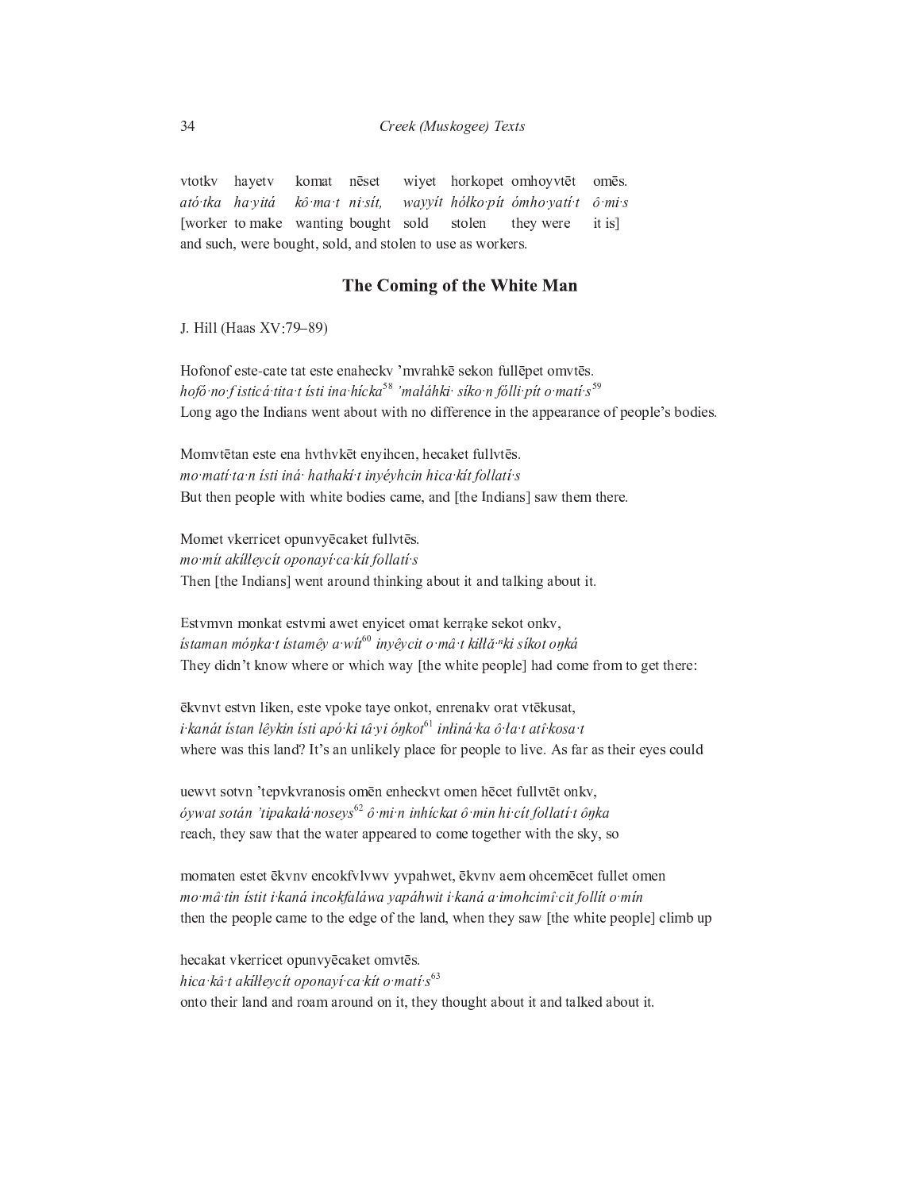vtotkv hayetv komat nēset wiyet horkopet omhoyvtēt omēs.
*ató·tka ha·yitá kô·ma·t ni·sít, wayyít hółko·pít ómho·yatí·t ô·mi·s*
[worker to make wanting bought sold stolen they were it is]
and such, were bought, sold, and stolen to use as workers.

## The Coming of the White Man

J. Hill (Haas XV:79–89)

Hofonof este-cate tat este enaheckv 'mvrahkē sekon fullēpet omvtēs.
*hofó·no·f isticá·tita·t ísti ina·hícka*[58] *'małúhki· síko·n fólli·pít o·matí·s*[59]
Long ago the Indians went about with no difference in the appearance of people's bodies.

Momvtētan este ena hvthvkēt enyihcen, hecaket fullvtēs.
*mo·matí·ta·n ísti iná· hathakí·t inyéyhcin hica·kít follatí·s*
But then people with white bodies came, and [the Indians] saw them there.

Momet vkerricet opunvyēcaket fullvtēs.
*mo·mít akíłłeycít oponayí·ca·kít follatí·s*
Then [the Indians] went around thinking about it and talking about it.

Estvmvn monkat estvmi awet enyicet omat kerrạke sekot onkv,
*ístaman móŋka·t ístamêy a·wít*[60] *inyêycit o·mâ·t kiłłă·ⁿki síkot oŋká*
They didn't know where or which way [the white people] had come from to get there:

ēkvnvt estvn liken, este vpoke taye onkot, enrenakv orat vtēkusat,
*i·kanát ístan lêykin ísti apó·ki tâ·yi óŋkot*[61] *inłiná·ka ô·ła·t atî·kosa·t*
where was this land? It's an unlikely place for people to live. As far as their eyes could

uewvt sotvn 'tepvkvranosis omēn enheckvt omen hēcet fullvtēt onkv,
*óywat sotán 'tipakałá·noseys*[62] *ô·mi·n inhíckat ô·min hi·cít follatí·t ôŋka*
reach, they saw that the water appeared to come together with the sky, so

momaten estet ēkvnv encokfvlvwv yvpahwet, ēkvnv aem ohcemēcet fullet omen
*mo·mâ·tin ístit i·kaná incokfaláwa yapáhwit i·kaná a·imohcimî·cit follít o·mín*
then the people came to the edge of the land, when they saw [the white people] climb up

hecakat vkerricet opunvyēcaket omvtēs.
*hica·kâ·t akíłłeycít oponayí·ca·kít o·matí·s*[63]
onto their land and roam around on it, they thought about it and talked about it.